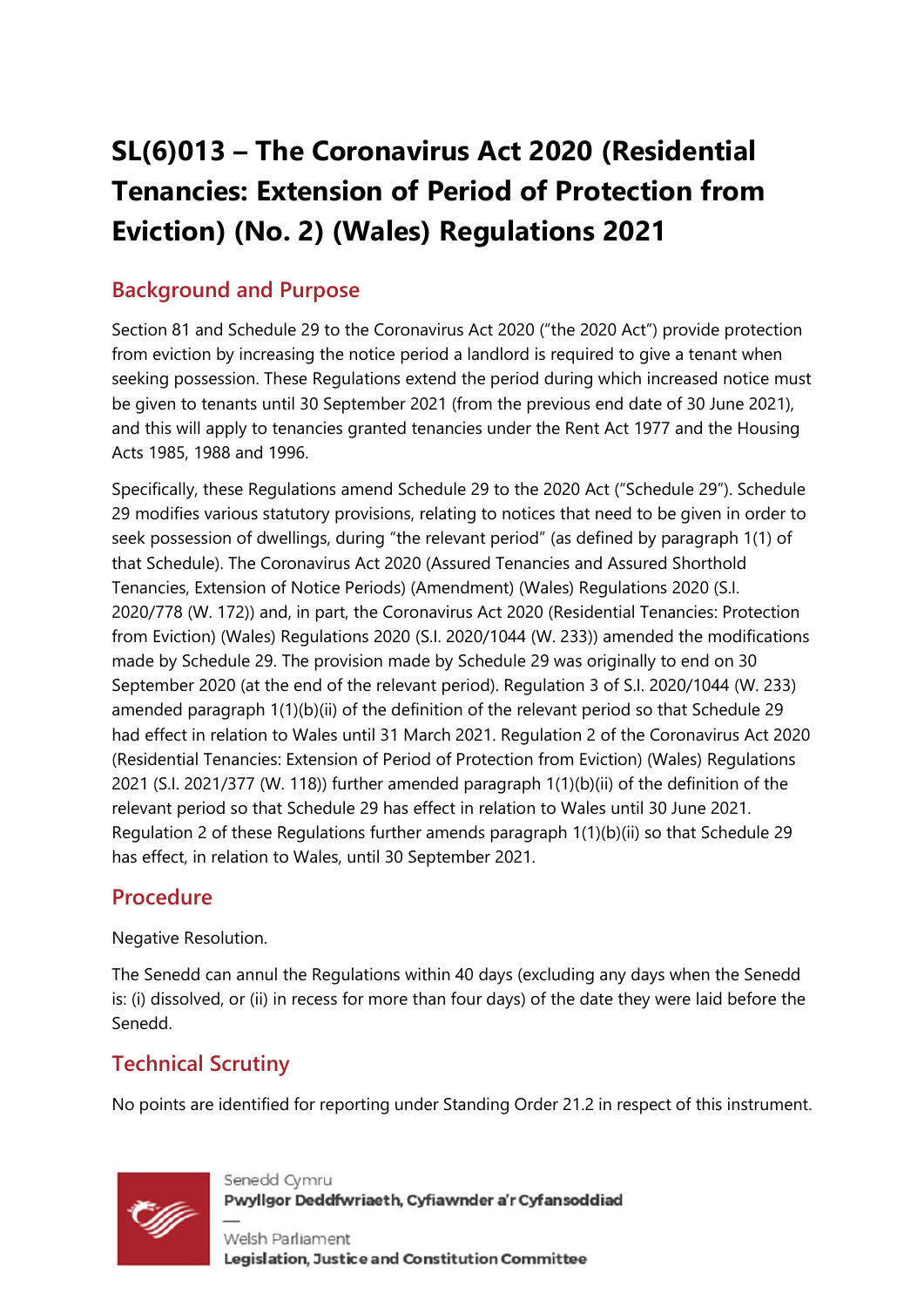# SL(6)013 – The Coronavirus Act 2020 (Residential Tenancies: Extension of Period of Protection from Eviction) (No. 2) (Wales) Regulations 2021

## Background and Purpose

Section 81 and Schedule 29 to the Coronavirus Act 2020 ("the 2020 Act") provide protection from eviction by increasing the notice period a landlord is required to give a tenant when seeking possession. These Regulations extend the period during which increased notice must be given to tenants until 30 September 2021 (from the previous end date of 30 June 2021), and this will apply to tenancies granted tenancies under the Rent Act 1977 and the Housing Acts 1985, 1988 and 1996.

Specifically, these Regulations amend Schedule 29 to the 2020 Act ("Schedule 29"). Schedule 29 modifies various statutory provisions, relating to notices that need to be given in order to seek possession of dwellings, during "the relevant period" (as defined by paragraph 1(1) of that Schedule). The Coronavirus Act 2020 (Assured Tenancies and Assured Shorthold Tenancies, Extension of Notice Periods) (Amendment) (Wales) Regulations 2020 (S.I. 2020/778 (W. 172)) and, in part, the Coronavirus Act 2020 (Residential Tenancies: Protection from Eviction) (Wales) Regulations 2020 (S.I. 2020/1044 (W. 233)) amended the modifications made by Schedule 29. The provision made by Schedule 29 was originally to end on 30 September 2020 (at the end of the relevant period). Regulation 3 of S.I. 2020/1044 (W. 233) amended paragraph 1(1)(b)(ii) of the definition of the relevant period so that Schedule 29 had effect in relation to Wales until 31 March 2021. Regulation 2 of the Coronavirus Act 2020 (Residential Tenancies: Extension of Period of Protection from Eviction) (Wales) Regulations 2021 (S.I. 2021/377 (W. 118)) further amended paragraph 1(1)(b)(ii) of the definition of the relevant period so that Schedule 29 has effect in relation to Wales until 30 June 2021. Regulation 2 of these Regulations further amends paragraph 1(1)(b)(ii) so that Schedule 29 has effect, in relation to Wales, until 30 September 2021.

## Procedure

Negative Resolution.

The Senedd can annul the Regulations within 40 days (excluding any days when the Senedd is: (i) dissolved, or (ii) in recess for more than four days) of the date they were laid before the Senedd.

## Technical Scrutiny

No points are identified for reporting under Standing Order 21.2 in respect of this instrument.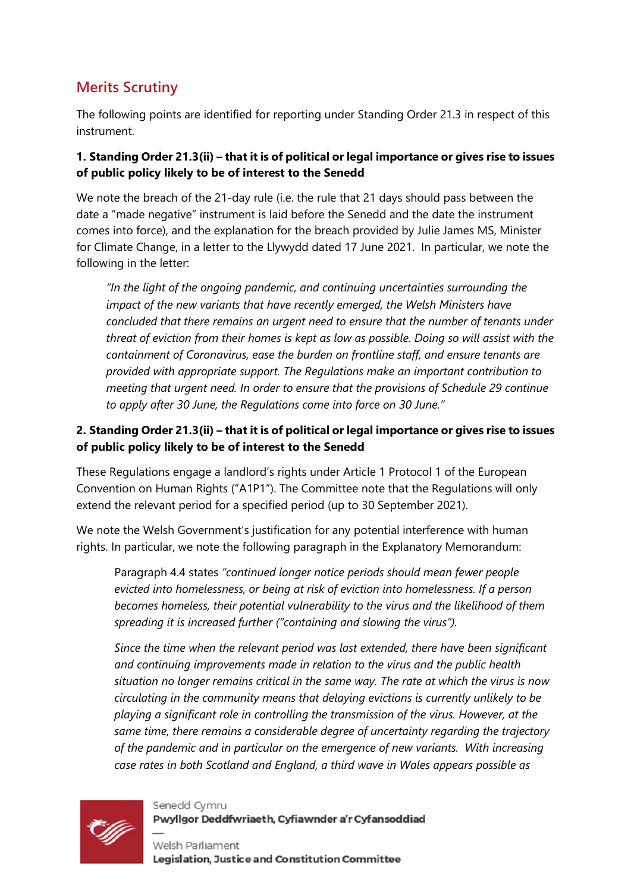## Merits Scrutiny

The following points are identified for reporting under Standing Order 21.3 in respect of this instrument.

**1. Standing Order 21.3(ii) – that it is of political or legal importance or gives rise to issues of public policy likely to be of interest to the Senedd**

We note the breach of the 21-day rule (i.e. the rule that 21 days should pass between the date a "made negative" instrument is laid before the Senedd and the date the instrument comes into force), and the explanation for the breach provided by Julie James MS, Minister for Climate Change, in a letter to the Llywydd dated 17 June 2021. In particular, we note the following in the letter:

> *"In the light of the ongoing pandemic, and continuing uncertainties surrounding the impact of the new variants that have recently emerged, the Welsh Ministers have concluded that there remains an urgent need to ensure that the number of tenants under threat of eviction from their homes is kept as low as possible. Doing so will assist with the containment of Coronavirus, ease the burden on frontline staff, and ensure tenants are provided with appropriate support. The Regulations make an important contribution to meeting that urgent need. In order to ensure that the provisions of Schedule 29 continue to apply after 30 June, the Regulations come into force on 30 June."*

**2. Standing Order 21.3(ii) – that it is of political or legal importance or gives rise to issues of public policy likely to be of interest to the Senedd**

These Regulations engage a landlord's rights under Article 1 Protocol 1 of the European Convention on Human Rights ("A1P1"). The Committee note that the Regulations will only extend the relevant period for a specified period (up to 30 September 2021).

We note the Welsh Government's justification for any potential interference with human rights. In particular, we note the following paragraph in the Explanatory Memorandum:

> Paragraph 4.4 states *"continued longer notice periods should mean fewer people evicted into homelessness, or being at risk of eviction into homelessness. If a person becomes homeless, their potential vulnerability to the virus and the likelihood of them spreading it is increased further ("containing and slowing the virus").*
>
> *Since the time when the relevant period was last extended, there have been significant and continuing improvements made in relation to the virus and the public health situation no longer remains critical in the same way. The rate at which the virus is now circulating in the community means that delaying evictions is currently unlikely to be playing a significant role in controlling the transmission of the virus. However, at the same time, there remains a considerable degree of uncertainty regarding the trajectory of the pandemic and in particular on the emergence of new variants. With increasing case rates in both Scotland and England, a third wave in Wales appears possible as*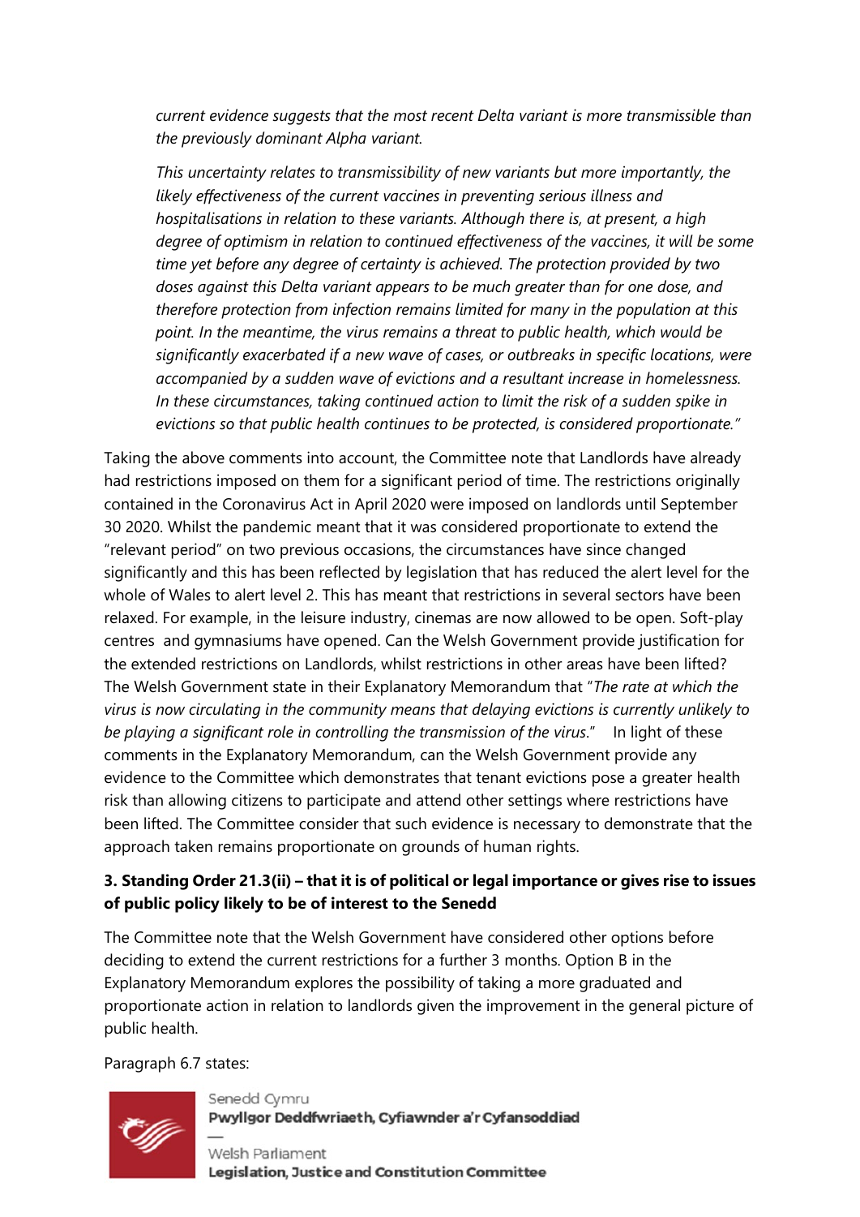*current evidence suggests that the most recent Delta variant is more transmissible than the previously dominant Alpha variant.*

*This uncertainty relates to transmissibility of new variants but more importantly, the likely effectiveness of the current vaccines in preventing serious illness and hospitalisations in relation to these variants. Although there is, at present, a high degree of optimism in relation to continued effectiveness of the vaccines, it will be some time yet before any degree of certainty is achieved. The protection provided by two doses against this Delta variant appears to be much greater than for one dose, and therefore protection from infection remains limited for many in the population at this point. In the meantime, the virus remains a threat to public health, which would be significantly exacerbated if a new wave of cases, or outbreaks in specific locations, were accompanied by a sudden wave of evictions and a resultant increase in homelessness. In these circumstances, taking continued action to limit the risk of a sudden spike in evictions so that public health continues to be protected, is considered proportionate."*

Taking the above comments into account, the Committee note that Landlords have already had restrictions imposed on them for a significant period of time. The restrictions originally contained in the Coronavirus Act in April 2020 were imposed on landlords until September 30 2020. Whilst the pandemic meant that it was considered proportionate to extend the "relevant period" on two previous occasions, the circumstances have since changed significantly and this has been reflected by legislation that has reduced the alert level for the whole of Wales to alert level 2. This has meant that restrictions in several sectors have been relaxed. For example, in the leisure industry, cinemas are now allowed to be open. Soft-play centres and gymnasiums have opened. Can the Welsh Government provide justification for the extended restrictions on Landlords, whilst restrictions in other areas have been lifted? The Welsh Government state in their Explanatory Memorandum that "*The rate at which the virus is now circulating in the community means that delaying evictions is currently unlikely to be playing a significant role in controlling the transmission of the virus*." In light of these comments in the Explanatory Memorandum, can the Welsh Government provide any evidence to the Committee which demonstrates that tenant evictions pose a greater health risk than allowing citizens to participate and attend other settings where restrictions have been lifted. The Committee consider that such evidence is necessary to demonstrate that the approach taken remains proportionate on grounds of human rights.

**3. Standing Order 21.3(ii) – that it is of political or legal importance or gives rise to issues of public policy likely to be of interest to the Senedd**

The Committee note that the Welsh Government have considered other options before deciding to extend the current restrictions for a further 3 months. Option B in the Explanatory Memorandum explores the possibility of taking a more graduated and proportionate action in relation to landlords given the improvement in the general picture of public health.

Paragraph 6.7 states: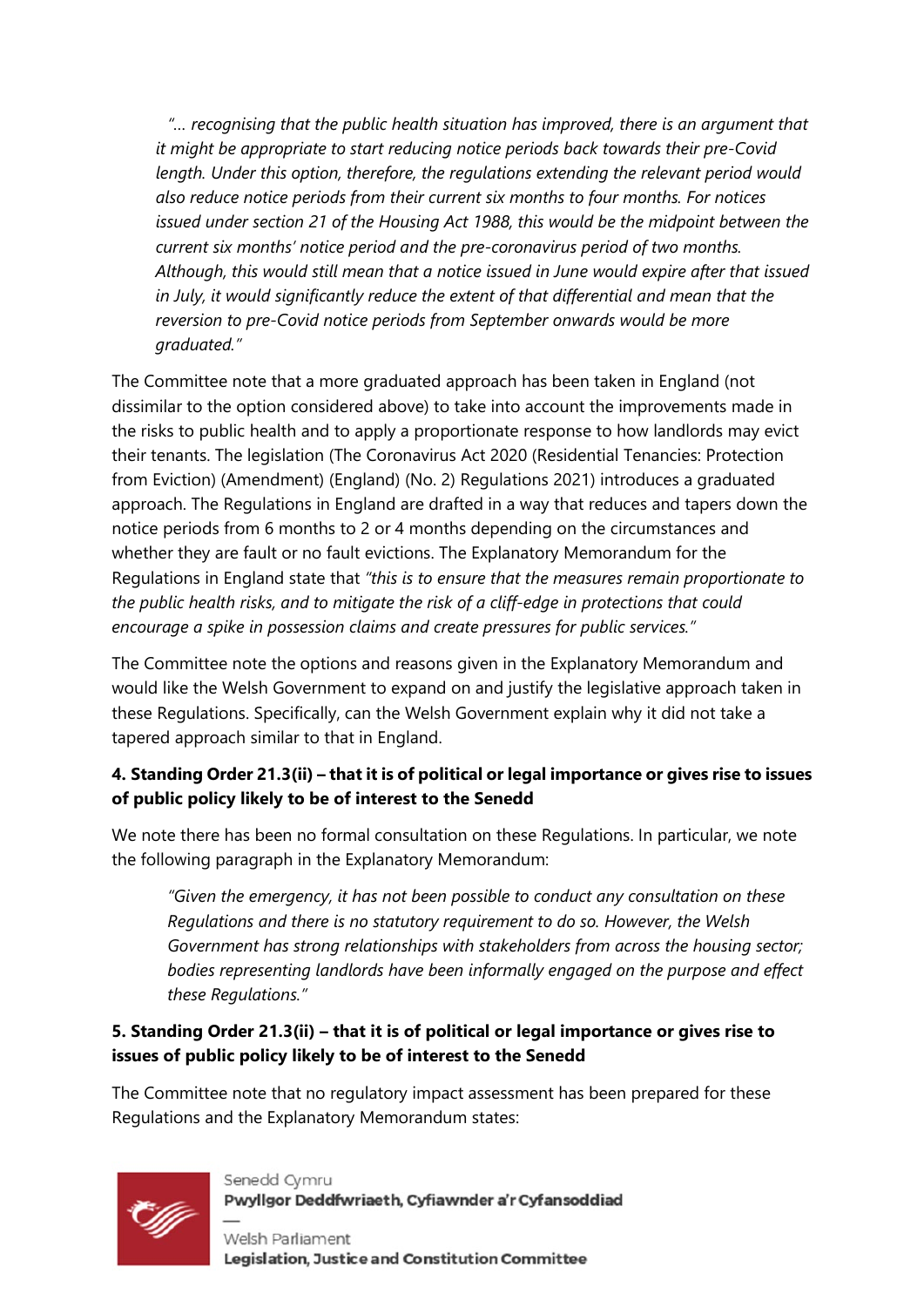> *"… recognising that the public health situation has improved, there is an argument that it might be appropriate to start reducing notice periods back towards their pre-Covid length. Under this option, therefore, the regulations extending the relevant period would also reduce notice periods from their current six months to four months. For notices issued under section 21 of the Housing Act 1988, this would be the midpoint between the current six months' notice period and the pre-coronavirus period of two months. Although, this would still mean that a notice issued in June would expire after that issued in July, it would significantly reduce the extent of that differential and mean that the reversion to pre-Covid notice periods from September onwards would be more graduated."*

The Committee note that a more graduated approach has been taken in England (not dissimilar to the option considered above) to take into account the improvements made in the risks to public health and to apply a proportionate response to how landlords may evict their tenants. The legislation (The Coronavirus Act 2020 (Residential Tenancies: Protection from Eviction) (Amendment) (England) (No. 2) Regulations 2021) introduces a graduated approach. The Regulations in England are drafted in a way that reduces and tapers down the notice periods from 6 months to 2 or 4 months depending on the circumstances and whether they are fault or no fault evictions. The Explanatory Memorandum for the Regulations in England state that *"this is to ensure that the measures remain proportionate to the public health risks, and to mitigate the risk of a cliff-edge in protections that could encourage a spike in possession claims and create pressures for public services."*

The Committee note the options and reasons given in the Explanatory Memorandum and would like the Welsh Government to expand on and justify the legislative approach taken in these Regulations. Specifically, can the Welsh Government explain why it did not take a tapered approach similar to that in England.

### 4. Standing Order 21.3(ii) – that it is of political or legal importance or gives rise to issues of public policy likely to be of interest to the Senedd

We note there has been no formal consultation on these Regulations. In particular, we note the following paragraph in the Explanatory Memorandum:

> *"Given the emergency, it has not been possible to conduct any consultation on these Regulations and there is no statutory requirement to do so. However, the Welsh Government has strong relationships with stakeholders from across the housing sector; bodies representing landlords have been informally engaged on the purpose and effect these Regulations."*

### 5. Standing Order 21.3(ii) – that it is of political or legal importance or gives rise to issues of public policy likely to be of interest to the Senedd

The Committee note that no regulatory impact assessment has been prepared for these Regulations and the Explanatory Memorandum states: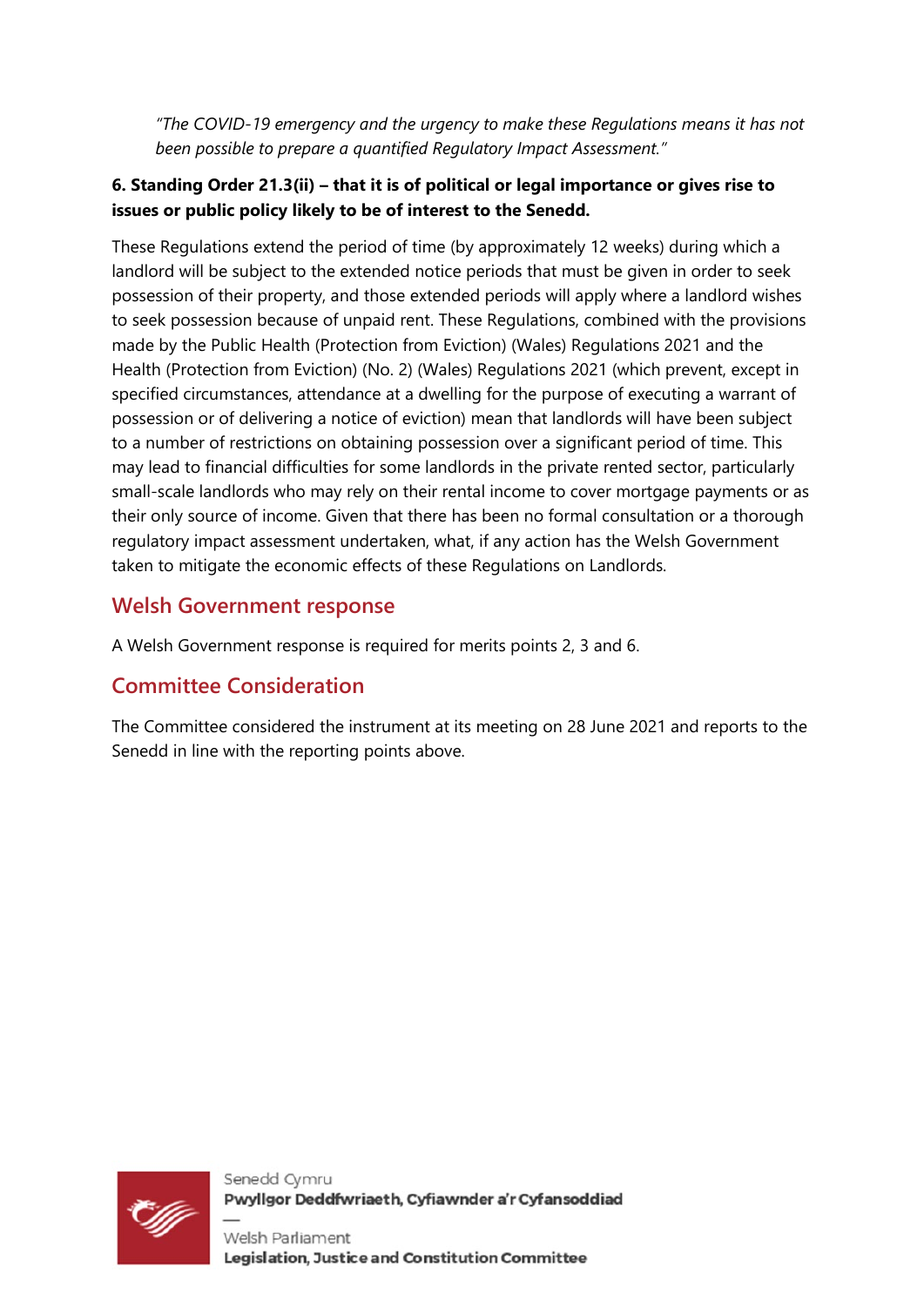*"The COVID-19 emergency and the urgency to make these Regulations means it has not been possible to prepare a quantified Regulatory Impact Assessment."*

**6. Standing Order 21.3(ii) – that it is of political or legal importance or gives rise to issues or public policy likely to be of interest to the Senedd.**

These Regulations extend the period of time (by approximately 12 weeks) during which a landlord will be subject to the extended notice periods that must be given in order to seek possession of their property, and those extended periods will apply where a landlord wishes to seek possession because of unpaid rent. These Regulations, combined with the provisions made by the Public Health (Protection from Eviction) (Wales) Regulations 2021 and the Health (Protection from Eviction) (No. 2) (Wales) Regulations 2021 (which prevent, except in specified circumstances, attendance at a dwelling for the purpose of executing a warrant of possession or of delivering a notice of eviction) mean that landlords will have been subject to a number of restrictions on obtaining possession over a significant period of time. This may lead to financial difficulties for some landlords in the private rented sector, particularly small-scale landlords who may rely on their rental income to cover mortgage payments or as their only source of income. Given that there has been no formal consultation or a thorough regulatory impact assessment undertaken, what, if any action has the Welsh Government taken to mitigate the economic effects of these Regulations on Landlords.

## Welsh Government response

A Welsh Government response is required for merits points 2, 3 and 6.

## Committee Consideration

The Committee considered the instrument at its meeting on 28 June 2021 and reports to the Senedd in line with the reporting points above.